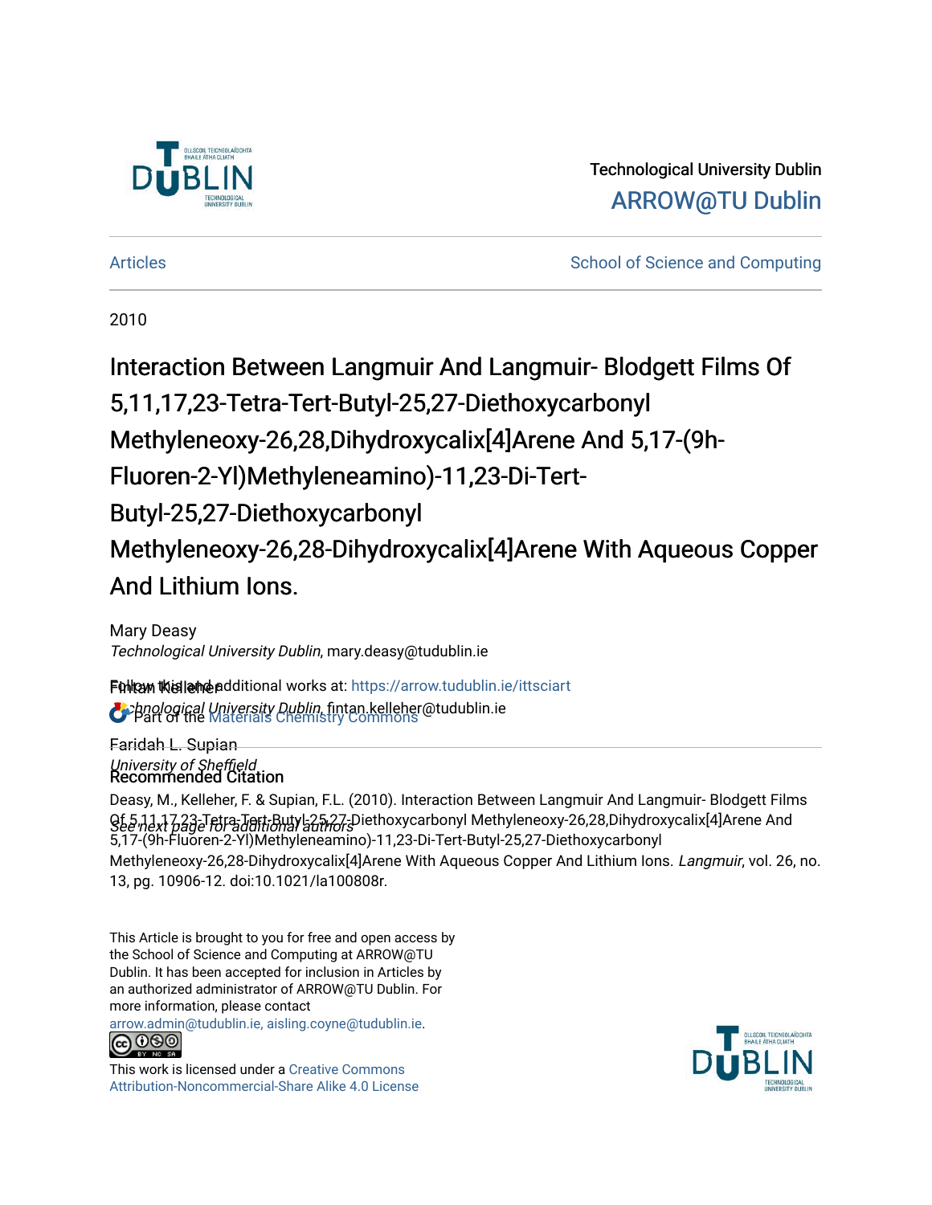Technological University Dublin

ARROW@TU Dublin

Articles | School of Science and Computing

2010

# Interaction Between Langmuir And Langmuir- Blodgett Films Of 5,11,17,23-Tetra-Tert-Butyl-25,27-Diethoxycarbonyl Methyleneoxy-26,28,Dihydroxycalix[4]Arene And 5,17-(9h-Fluoren-2-Yl)Methyleneamino)-11,23-Di-Tert-Butyl-25,27-Diethoxycarbonyl Methyleneoxy-26,28-Dihydroxycalix[4]Arene With Aqueous Copper And Lithium Ions.

Mary Deasy
*Technological University Dublin*, mary.deasy@tudublin.ie

Fintan Kelleher
*Technological University Dublin*, fintan.kelleher@tudublin.ie

Faridah L. Supian
*University of Sheffield*

*See next page for additional authors*

Follow this and additional works at: https://arrow.tudublin.ie/ittsciart

Part of the Materials Chemistry Commons

## Recommended Citation

Deasy, M., Kelleher, F. & Supian, F.L. (2010). Interaction Between Langmuir And Langmuir- Blodgett Films Of 5,11,17,23-Tetra-Tert-Butyl-25,27-Diethoxycarbonyl Methyleneoxy-26,28,Dihydroxycalix[4]Arene And 5,17-(9h-Fluoren-2-Yl)Methyleneamino)-11,23-Di-Tert-Butyl-25,27-Diethoxycarbonyl Methyleneoxy-26,28-Dihydroxycalix[4]Arene With Aqueous Copper And Lithium Ions. *Langmuir*, vol. 26, no. 13, pg. 10906-12. doi:10.1021/la100808r.

This Article is brought to you for free and open access by the School of Science and Computing at ARROW@TU Dublin. It has been accepted for inclusion in Articles by an authorized administrator of ARROW@TU Dublin. For more information, please contact arrow.admin@tudublin.ie, aisling.coyne@tudublin.ie.

This work is licensed under a Creative Commons Attribution-Noncommercial-Share Alike 4.0 License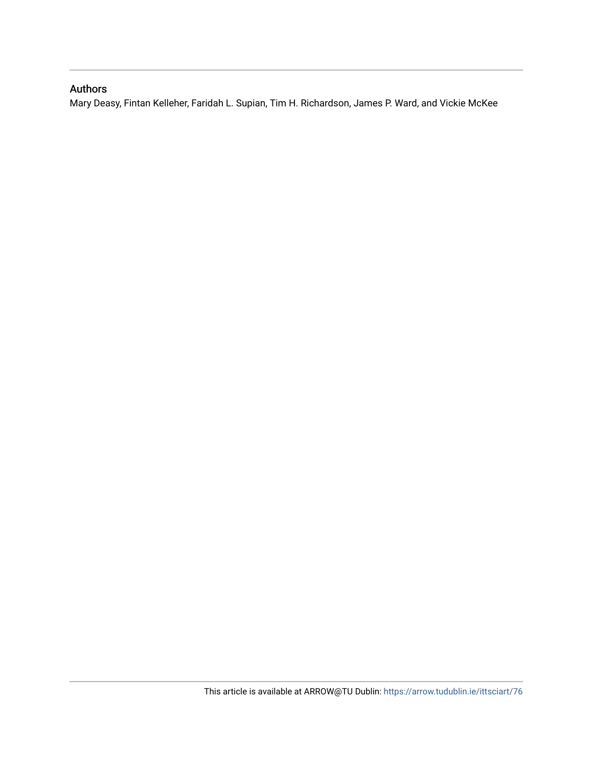## Authors

Mary Deasy, Fintan Kelleher, Faridah L. Supian, Tim H. Richardson, James P. Ward, and Vickie McKee

This article is available at ARROW@TU Dublin: https://arrow.tudublin.ie/ittsciart/76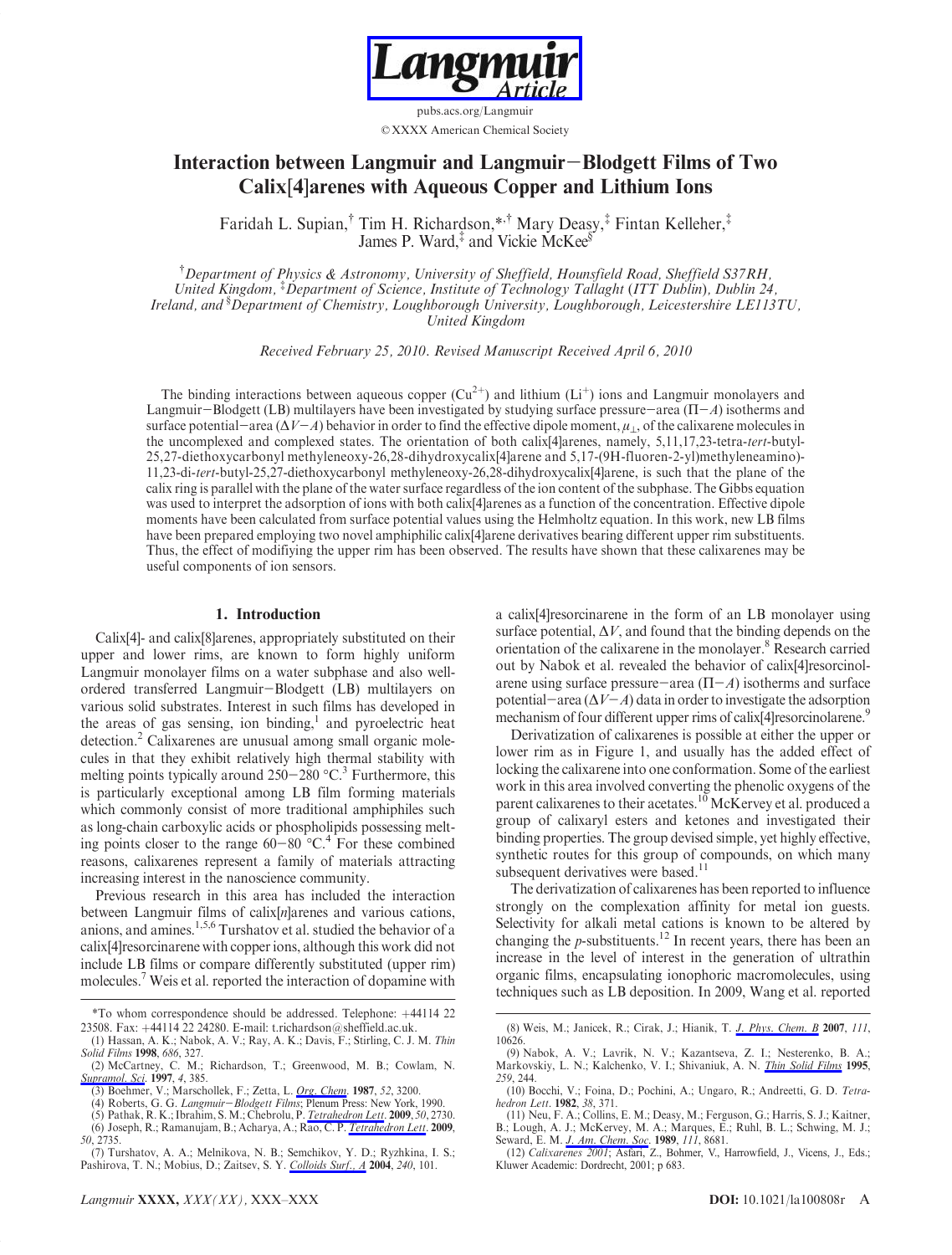pubs.acs.org/Langmuir

©XXXX American Chemical Society

# Interaction between Langmuir and Langmuir−Blodgett Films of Two Calix[4]arenes with Aqueous Copper and Lithium Ions

Faridah L. Supian,[†] Tim H. Richardson,*[,†] Mary Deasy,[‡] Fintan Kelleher,[‡] James P. Ward,[‡] and Vickie McKee[§]

[†]*Department of Physics & Astronomy, University of Sheffield, Hounsfield Road, Sheffield S37RH, United Kingdom,* [‡]*Department of Science, Institute of Technology Tallaght (ITT Dublin), Dublin 24, Ireland, and* [§]*Department of Chemistry, Loughborough University, Loughborough, Leicestershire LE113TU, United Kingdom*

*Received February 25, 2010. Revised Manuscript Received April 6, 2010*

The binding interactions between aqueous copper ($Cu^{2+}$) and lithium ($Li^{+}$) ions and Langmuir monolayers and Langmuir−Blodgett (LB) multilayers have been investigated by studying surface pressure−area ($\Pi-A$) isotherms and surface potential−area ($\Delta V-A$) behavior in order to find the effective dipole moment, $\mu_{\perp}$, of the calixarene molecules in the uncomplexed and complexed states. The orientation of both calix[4]arenes, namely, 5,11,17,23-tetra-*tert*-butyl-25,27-diethoxycarbonyl methyleneoxy-26,28-dihydroxycalix[4]arene and 5,17-(9H-fluoren-2-yl)methyleneamino)-11,23-di-*tert*-butyl-25,27-diethoxycarbonyl methyleneoxy-26,28-dihydroxycalix[4]arene, is such that the plane of the calix ring is parallel with the plane of the water surface regardless of the ion content of the subphase. The Gibbs equation was used to interpret the adsorption of ions with both calix[4]arenes as a function of the concentration. Effective dipole moments have been calculated from surface potential values using the Helmholtz equation. In this work, new LB films have been prepared employing two novel amphiphilic calix[4]arene derivatives bearing different upper rim substituents. Thus, the effect of modifiying the upper rim has been observed. The results have shown that these calixarenes may be useful components of ion sensors.

## 1. Introduction

Calix[4]- and calix[8]arenes, appropriately substituted on their upper and lower rims, are known to form highly uniform Langmuir monolayer films on a water subphase and also well-ordered transferred Langmuir−Blodgett (LB) multilayers on various solid substrates. Interest in such films has developed in the areas of gas sensing, ion binding,[1] and pyroelectric heat detection.[2] Calixarenes are unusual among small organic molecules in that they exhibit relatively high thermal stability with melting points typically around 250−280 °C.[3] Furthermore, this is particularly exceptional among LB film forming materials which commonly consist of more traditional amphiphiles such as long-chain carboxylic acids or phospholipids possessing melting points closer to the range 60−80 °C.[4] For these combined reasons, calixarenes represent a family of materials attracting increasing interest in the nanoscience community.

Previous research in this area has included the interaction between Langmuir films of calix[*n*]arenes and various cations, anions, and amines.[1,5,6] Turshatov et al. studied the behavior of a calix[4]resorcinarene with copper ions, although this work did not include LB films or compare differently substituted (upper rim) molecules.[7] Weis et al. reported the interaction of dopamine with a calix[4]resorcinarene in the form of an LB monolayer using surface potential, $\Delta V$, and found that the binding depends on the orientation of the calixarene in the monolayer.[8] Research carried out by Nabok et al. revealed the behavior of calix[4]resorcinolarene using surface pressure−area ($\Pi-A$) isotherms and surface potential−area ($\Delta V-A$) data in order to investigate the adsorption mechanism of four different upper rims of calix[4]resorcinolarene.[9]

Derivatization of calixarenes is possible at either the upper or lower rim as in Figure 1, and usually has the added effect of locking the calixarene into one conformation. Some of the earliest work in this area involved converting the phenolic oxygens of the parent calixarenes to their acetates.[10] McKervey et al. produced a group of calixaryl esters and ketones and investigated their binding properties. The group devised simple, yet highly effective, synthetic routes for this group of compounds, on which many subsequent derivatives were based.[11]

The derivatization of calixarenes has been reported to influence strongly on the complexation affinity for metal ion guests. Selectivity for alkali metal cations is known to be altered by changing the *p*-substituents.[12] In recent years, there has been an increase in the level of interest in the generation of ultrathin organic films, encapsulating ionophoric macromolecules, using techniques such as LB deposition. In 2009, Wang et al. reported

*To whom correspondence should be addressed. Telephone: +44114 22 23508. Fax: +44114 22 24280. E-mail: t.richardson@sheffield.ac.uk.

(1) Hassan, A. K.; Nabok, A. V.; Ray, A. K.; Davis, F.; Stirling, C. J. M. *Thin Solid Films* **1998**, *686*, 327.
(2) McCartney, C. M.; Richardson, T.; Greenwood, M. B.; Cowlam, N. *Supramol. Sci.* **1997**, *4*, 385.
(3) Boehmer, V.; Marschollek, F.; Zetta, L. *Org. Chem.* **1987**, *52*, 3200.
(4) Roberts, G. G. *Langmuir*−*Blodgett Films*; Plenum Press: New York, 1990.
(5) Pathak, R. K.; Ibrahim, S. M.; Chebrolu, P. *Tetrahedron Lett.* **2009**, *50*, 2730.
(6) Joseph, R.; Ramanujam, B.; Acharya, A.; Rao, C. P. *Tetrahedron Lett.* **2009**, *50*, 2735.
(7) Turshatov, A. A.; Melnikova, N. B.; Semchikov, Y. D.; Ryzhkina, I. S.; Pashirova, T. N.; Mobius, D.; Zaitsev, S. Y. *Colloids Surf., A* **2004**, *240*, 101.
(8) Weis, M.; Janicek, R.; Cirak, J.; Hianik, T. *J. Phys. Chem. B* **2007**, *111*, 10626.
(9) Nabok, A. V.; Lavrik, N. V.; Kazantseva, Z. I.; Nesterenko, B. A.; Markovskiy, L. N.; Kalchenko, V. I.; Shivaniuk, A. N. *Thin Solid Films* **1995**, *259*, 244.
(10) Bocchi, V.; Foina, D.; Pochini, A.; Ungaro, R.; Andreetti, G. D. *Tetrahedron Lett.* **1982**, *38*, 371.
(11) Neu, F. A.; Collins, E. M.; Deasy, M.; Ferguson, G.; Harris, S. J.; Kaitner, B.; Lough, A. J.; McKervey, M. A.; Marques, E.; Ruhl, B. L.; Schwing, M. J.; Seward, E. M. *J. Am. Chem. Soc.* **1989**, *111*, 8681.
(12) *Calixarenes 2001*; Asfari, Z., Bohmer, V., Harrowfield, J., Vicens, J., Eds.; Kluwer Academic: Dordrecht, 2001; p 683.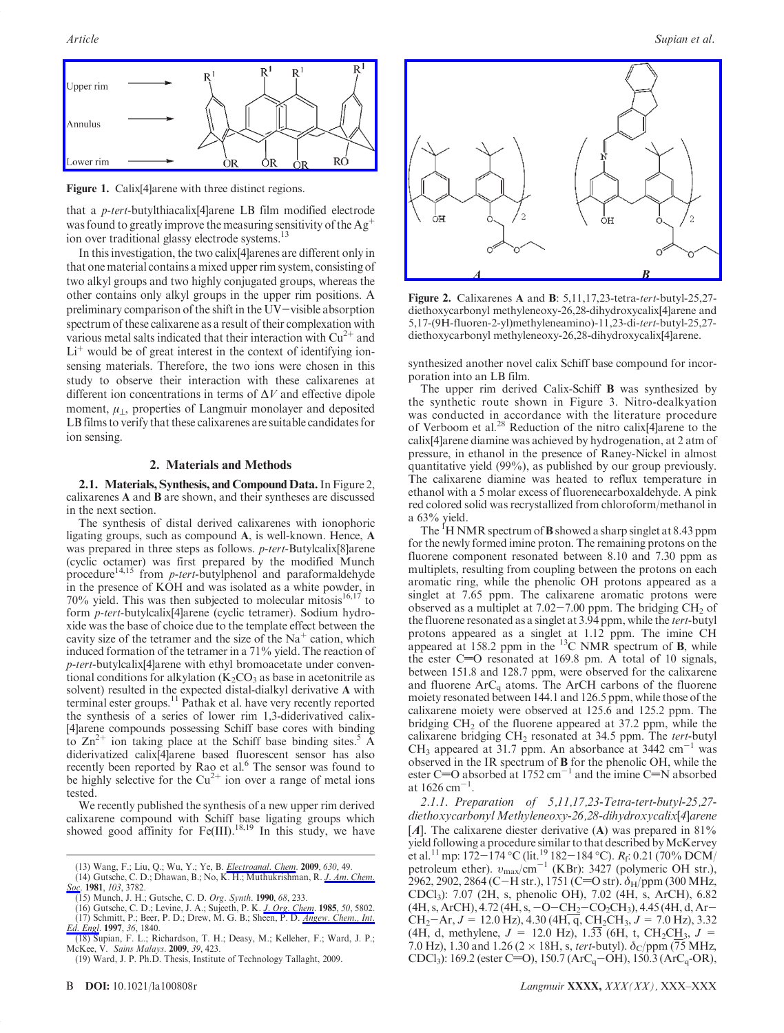Figure 1. Calix[4]arene with three distinct regions.

that a *p-tert*-butylthiacalix[4]arene LB film modified electrode was found to greatly improve the measuring sensitivity of the $Ag^+$ ion over traditional glassy electrode systems.[13]

In this investigation, the two calix[4]arenes are different only in that one material contains a mixed upper rim system, consisting of two alkyl groups and two highly conjugated groups, whereas the other contains only alkyl groups in the upper rim positions. A preliminary comparison of the shift in the UV−visible absorption spectrum of these calixarene as a result of their complexation with various metal salts indicated that their interaction with $Cu^{2+}$ and $Li^+$ would be of great interest in the context of identifying ion-sensing materials. Therefore, the two ions were chosen in this study to observe their interaction with these calixarenes at different ion concentrations in terms of $\Delta V$ and effective dipole moment, $\mu_\perp$, properties of Langmuir monolayer and deposited LB films to verify that these calixarenes are suitable candidates for ion sensing.

## 2. Materials and Methods

**2.1. Materials, Synthesis, and Compound Data.** In Figure 2, calixarenes **A** and **B** are shown, and their syntheses are discussed in the next section.

The synthesis of distal derived calixarenes with ionophoric ligating groups, such as compound **A**, is well-known. Hence, **A** was prepared in three steps as follows. *p-tert*-Butylcalix[8]arene (cyclic octamer) was first prepared by the modified Munch procedure[14,15] from *p-tert*-butylphenol and paraformaldehyde in the presence of KOH and was isolated as a white powder, in 70% yield. This was then subjected to molecular mitosis[16,17] to form *p-tert*-butylcalix[4]arene (cyclic tetramer). Sodium hydroxide was the base of choice due to the template effect between the cavity size of the tetramer and the size of the $Na^+$ cation, which induced formation of the tetramer in a 71% yield. The reaction of *p-tert*-butylcalix[4]arene with ethyl bromoacetate under conventional conditions for alkylation ($K_2CO_3$ as base in acetonitrile as solvent) resulted in the expected distal-dialkyl derivative **A** with terminal ester groups.[11] Pathak et al. have very recently reported the synthesis of a series of lower rim 1,3-diderivatived calix[4]arene compounds possessing Schiff base cores with binding to $Zn^{2+}$ ion taking place at the Schiff base binding sites.[5] A diderivatized calix[4]arene based fluorescent sensor has also recently been reported by Rao et al.[6] The sensor was found to be highly selective for the $Cu^{2+}$ ion over a range of metal ions tested.

We recently published the synthesis of a new upper rim derived calixarene compound with Schiff base ligating groups which showed good affinity for Fe(III).[18,19] In this study, we have synthesized another novel calix Schiff base compound for incorporation into an LB film.

Figure 2. Calixarenes **A** and **B**: 5,11,17,23-tetra-*tert*-butyl-25,27-diethoxycarbonyl methyleneoxy-26,28-dihydroxycalix[4]arene and 5,17-(9H-fluoren-2-yl)methyleneamino)-11,23-di-*tert*-butyl-25,27-diethoxycarbonyl methyleneoxy-26,28-dihydroxycalix[4]arene.

The upper rim derived Calix-Schiff **B** was synthesized by the synthetic route shown in Figure 3. Nitro-dealkyation was conducted in accordance with the literature procedure of Verboom et al.[28] Reduction of the nitro calix[4]arene to the calix[4]arene diamine was achieved by hydrogenation, at 2 atm of pressure, in ethanol in the presence of Raney-Nickel in almost quantitative yield (99%), as published by our group previously. The calixarene diamine was heated to reflux temperature in ethanol with a 5 molar excess of fluorenecarboxaldehyde. A pink red colored solid was recrystallized from chloroform/methanol in a 63% yield.

The $^1$H NMR spectrum of **B** showed a sharp singlet at 8.43 ppm for the newly formed imine proton. The remaining protons on the fluorene component resonated between 8.10 and 7.30 ppm as multiplets, resulting from coupling between the protons on each aromatic ring, while the phenolic OH protons appeared as a singlet at 7.65 ppm. The calixarene aromatic protons were observed as a multiplet at 7.02−7.00 ppm. The bridging $CH_2$ of the fluorene resonated as a singlet at 3.94 ppm, while the *tert*-butyl protons appeared as a singlet at 1.12 ppm. The imine CH appeared at 158.2 ppm in the $^{13}$C NMR spectrum of **B**, while the ester C=O resonated at 169.8 pm. A total of 10 signals, between 151.8 and 128.7 ppm, were observed for the calixarene and fluorene $ArC_q$ atoms. The ArCH carbons of the fluorene moiety resonated between 144.1 and 126.5 ppm, while those of the calixarene moiety were observed at 125.6 and 125.2 ppm. The bridging $CH_2$ of the fluorene appeared at 37.2 ppm, while the calixarene bridging $CH_2$ resonated at 34.5 ppm. The *tert*-butyl $CH_3$ appeared at 31.7 ppm. An absorbance at 3442 cm$^{-1}$ was observed in the IR spectrum of **B** for the phenolic OH, while the ester C=O absorbed at 1752 cm$^{-1}$ and the imine C=N absorbed at 1626 cm$^{-1}$.

*2.1.1. Preparation of 5,11,17,23-Tetra-tert-butyl-25,27-diethoxycarbonyl Methyleneoxy-26,28-dihydroxycalix[4]arene [A].* The calixarene diester derivative (**A**) was prepared in 81% yield following a procedure similar to that described by McKervey et al.[11] mp: 172−174 °C (lit.[19] 182−184 °C). $R_f$: 0.21 (70% DCM/petroleum ether). $\upsilon_{max}$/cm$^{-1}$ (KBr): 3427 (polymeric OH str.), 2962, 2902, 2864 (C−H str.), 1751 (C=O str). $\delta_H$/ppm (300 MHz, $CDCl_3$): 7.07 (2H, s, phenolic OH), 7.02 (4H, s, ArCH), 6.82 (4H, s, ArCH), 4.72 (4H, s, −O−$CH_2$−$CO_2CH_3$), 4.45 (4H, d, Ar−$CH_2$−Ar, $J$ = 12.0 Hz), 4.30 (4H, q, $CH_2CH_3$, $J$ = 7.0 Hz), 3.32 (4H, d, methylene, $J$ = 12.0 Hz), 1.33 (6H, t, $CH_2CH_3$, $J$ = 7.0 Hz), 1.30 and 1.26 (2 × 18H, s, *tert*-butyl). $\delta_C$/ppm (75 MHz, $CDCl_3$): 169.2 (ester C=O), 150.7 ($ArC_q$−OH), 150.3 ($ArC_q$-OR),

(13) Wang, F.; Liu, Q.; Wu, Y.; Ye, B. *Electroanal. Chem.* **2009**, *630*, 49.
(14) Gutsche, C. D.; Dhawan, B.; No, K. H.; Muthukrishnan, R. *J. Am. Chem. Soc.* **1981**, *103*, 3782.
(15) Munch, J. H.; Gutsche, C. D. *Org. Synth.* **1990**, *68*, 233.
(16) Gutsche, C. D.; Levine, J. A.; Sujeeth, P. K. *J. Org. Chem.* **1985**, *50*, 5802.
(17) Schmitt, P.; Beer, P. D.; Drew, M. G. B.; Sheen, P. D. *Angew. Chem., Int. Ed. Engl.* **1997**, *36*, 1840.
(18) Supian, F. L.; Richardson, T. H.; Deasy, M.; Kelleher, F.; Ward, J. P.; McKee, V. *Sains Malays.* **2009**, *39*, 423.
(19) Ward, J. P. Ph.D. Thesis, Institute of Technology Tallaght, 2009.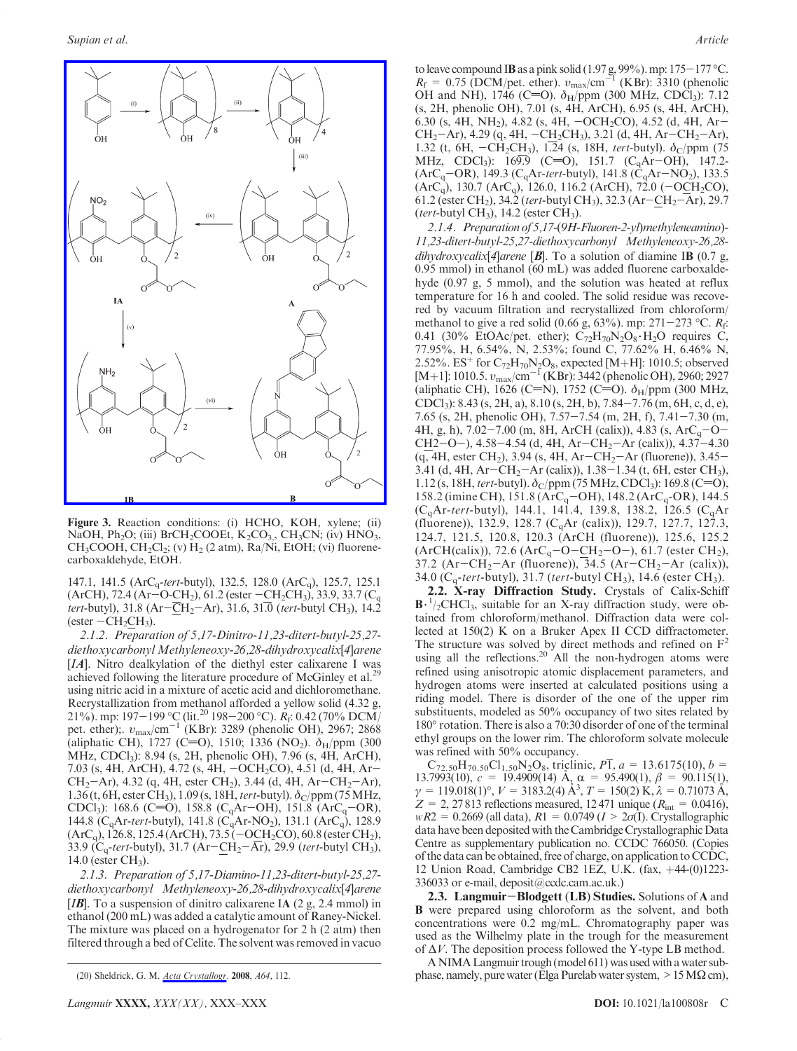Figure 3. Reaction conditions: (i) HCHO, KOH, xylene; (ii) NaOH, $Ph_2O$; (iii) $BrCH_2COOEt$, $K_2CO_3$, $CH_3CN$; (iv) $HNO_3$, $CH_3COOH$, $CH_2Cl_2$; (v) $H_2$ (2 atm), Ra/Ni, EtOH; (vi) fluorene-carboxaldehyde, EtOH.

147.1, 141.5 ($ArC_q$-*tert*-butyl), 132.5, 128.0 ($ArC_q$), 125.7, 125.1 (ArCH), 72.4 ($Ar-O-CH_2$), 61.2 (ester $-CH_2CH_3$), 33.9, 33.7 ($C_q$ *tert*-butyl), 31.8 ($Ar-CH_2-Ar$), 31.6, 31.0 (*tert*-butyl $CH_3$), 14.2 (ester $-CH_2CH_3$).

*2.1.2. Preparation of 5,17-Dinitro-11,23-ditert-butyl-25,27-diethoxycarbonyl Methyleneoxy-26,28-dihydroxycalix[4]arene [IA].* Nitro dealkylation of the diethyl ester calixarene I was achieved following the literature procedure of McGinley et al.[29] using nitric acid in a mixture of acetic acid and dichloromethane. Recrystallization from methanol afforded a yellow solid (4.32 g, 21%). mp: 197−199 °C (lit.[20] 198−200 °C). $R_f$: 0.42 (70% DCM/pet. ether);. $\upsilon_{max}$/cm$^{-1}$ (KBr): 3289 (phenolic OH), 2967; 2868 (aliphatic CH), 1727 (C=O), 1510; 1336 ($NO_2$). $\delta_H$/ppm (300 MHz, $CDCl_3$): 8.94 (s, 2H, phenolic OH), 7.96 (s, 4H, ArCH), 7.03 (s, 4H, ArCH), 4.72 (s, 4H, $-OCH_2CO$), 4.51 (d, 4H, $Ar-CH_2-Ar$), 4.32 (q, 4H, ester $CH_2$), 3.44 (d, 4H, $Ar-CH_2-Ar$), 1.36 (t, 6H, ester $CH_3$), 1.09 (s, 18H, *tert*-butyl). $\delta_C$/ppm (75 MHz, $CDCl_3$): 168.6 (C=O), 158.8 ($C_qAr-OH$), 151.8 ($ArC_q-OR$), 144.8 ($C_qAr$-*tert*-butyl), 141.8 ($C_qAr-NO_2$), 131.1 ($ArC_q$), 128.9 ($ArC_q$), 126.8, 125.4 (ArCH), 73.5 ($-OCH_2CO$), 60.8 (ester $CH_2$), 33.9 ($C_q$-*tert*-butyl), 31.7 ($Ar-CH_2-Ar$), 29.9 (*tert*-butyl $CH_3$), 14.0 (ester $CH_3$).

*2.1.3. Preparation of 5,17-Diamino-11,23-ditert-butyl-25,27-diethoxycarbonyl Methyleneoxy-26,28-dihydroxycalix[4]arene [IB].* To a suspension of dinitro calixarene IA (2 g, 2.4 mmol) in ethanol (200 mL) was added a catalytic amount of Raney-Nickel. The mixture was placed on a hydrogenator for 2 h (2 atm) then filtered through a bed of Celite. The solvent was removed in vacuo to leave compound IB as a pink solid (1.97 g, 99%). mp: 175−177 °C. $R_f$ = 0.75 (DCM/pet. ether). $\upsilon_{max}$/cm$^{-1}$ (KBr): 3310 (phenolic OH and NH), 1746 (C=O). $\delta_H$/ppm (300 MHz, $CDCl_3$): 7.12 (s, 2H, phenolic OH), 7.01 (s, 4H, ArCH), 6.95 (s, 4H, ArCH), 6.30 (s, 4H, $NH_2$), 4.82 (s, 4H, $-OCH_2CO$), 4.52 (d, 4H, $Ar-CH_2-Ar$), 4.29 (q, 4H, $-CH_2CH_3$), 3.21 (d, 4H, $Ar-CH_2-Ar$), 1.32 (t, 6H, $-CH_2CH_3$), 1.24 (s, 18H, *tert*-butyl). $\delta_C$/ppm (75 MHz, $CDCl_3$): 169.9 (C=O), 151.7 ($C_qAr-OH$), 147.2-($ArC_q-OR$), 149.3 ($C_qAr$-*tert*-butyl), 141.8 ($C_qAr-NO_2$), 133.5 ($ArC_q$), 130.7 ($ArC_q$), 126.0, 116.2 (ArCH), 72.0 ($-OCH_2CO$), 61.2 (ester $CH_2$), 34.2 (*tert*-butyl $CH_3$), 32.3 ($Ar-CH_2-Ar$), 29.7 (*tert*-butyl $CH_3$), 14.2 (ester $CH_3$).

*2.1.4. Preparation of 5,17-(9H-Fluoren-2-yl)methyleneamino)-11,23-ditert-butyl-25,27-diethoxycarbonyl Methyleneoxy-26,28-dihydroxycalix[4]arene [**B**].* To a solution of diamine IB (0.7 g, 0.95 mmol) in ethanol (60 mL) was added fluorene carboxaldehyde (0.97 g, 5 mmol), and the solution was heated at reflux temperature for 16 h and cooled. The solid residue was recovered by vacuum filtration and recrystallized from chloroform/methanol to give a red solid (0.66 g, 63%). mp: 271−273 °C. $R_f$: 0.41 (30% EtOAc/pet. ether); $C_{72}H_{70}N_2O_8 \cdot H_2O$ requires C, 77.95%, H, 6.54%, N, 2.53%; found C, 77.62% H, 6.46% N, 2.52%. ES$^+$ for $C_{72}H_{70}N_2O_8$, expected [M+H]: 1010.5; observed [M+1]: 1010.5. $\upsilon_{max}$/cm$^{-1}$ (KBr): 3442 (phenolic OH), 2960; 2927 (aliphatic CH), 1626 (C=N), 1752 (C=O). $\delta_H$/ppm (300 MHz, $CDCl_3$): 8.43 (s, 2H, a), 8.10 (s, 2H, b), 7.84−7.76 (m, 6H, c, d, e), 7.65 (s, 2H, phenolic OH), 7.57−7.54 (m, 2H, f), 7.41−7.30 (m, 4H, g, h), 7.02−7.00 (m, 8H, ArCH (calix)), 4.83 (s, $ArC_q-O-CH_2-O-$), 4.58−4.54 (d, 4H, $Ar-CH_2-Ar$ (calix)), 4.37−4.30 (q, 4H, ester $CH_2$), 3.94 (s, 4H, $Ar-CH_2-Ar$ (fluorene)), 3.45−3.41 (d, 4H, $Ar-CH_2-Ar$ (calix)), 1.38−1.34 (t, 6H, ester $CH_3$), 1.12 (s, 18H, *tert*-butyl). $\delta_C$/ppm (75 MHz, $CDCl_3$): 169.8 (C=O), 158.2 (imine CH), 151.8 ($ArC_q-OH$), 148.2 ($ArC_q$-OR), 144.5 ($C_qAr$-*tert*-butyl), 144.1, 141.4, 139.8, 138.2, 126.5 ($C_qAr$ (fluorene)), 132.9, 128.7 ($C_qAr$ (calix)), 129.7, 127.7, 127.3, 124.7, 121.5, 120.8, 120.3 (ArCH (fluorene)), 125.6, 125.2 (ArCH(calix)), 72.6 ($ArC_q-O-CH_2-O-$), 61.7 (ester $CH_2$), 37.2 ($Ar-CH_2-Ar$ (fluorene)), 34.5 ($Ar-CH_2-Ar$ (calix)), 34.0 ($C_q$-*tert*-butyl), 31.7 (*tert*-butyl $CH_3$), 14.6 (ester $CH_3$).

**2.2. X-ray Diffraction Study.** Crystals of Calix-Schiff $\mathbf{B}\cdot{}^1/_2CHCl_3$, suitable for an X-ray diffraction study, were obtained from chloroform/methanol. Diffraction data were collected at 150(2) K on a Bruker Apex II CCD diffractometer. The structure was solved by direct methods and refined on $F^2$ using all the reflections.[20] All the non-hydrogen atoms were refined using anisotropic atomic displacement parameters, and hydrogen atoms were inserted at calculated positions using a riding model. There is disorder of the one of the upper rim substituents, modeled as 50% occupancy of two sites related by 180° rotation. There is also a 70:30 disorder of one of the terminal ethyl groups on the lower rim. The chloroform solvate molecule was refined with 50% occupancy.

$C_{72.50}H_{70.50}Cl_{1.50}N_2O_8$, triclinic, $P\overline{1}$, $a$ = 13.6175(10), $b$ = 13.7993(10), $c$ = 19.4909(14) Å, $\alpha$ = 95.490(1), $\beta$ = 90.115(1), $\gamma$ = 119.018(1)°, $V$ = 3183.2(4) Å$^3$, $T$ = 150(2) K, $\lambda$ = 0.71073 Å, $Z$ = 2, 27 813 reflections measured, 12 471 unique ($R_{int}$ = 0.0416), $wR2$ = 0.2669 (all data), $R1$ = 0.0749 ($I > 2\sigma(I)$. Crystallographic data have been deposited with the Cambridge Crystallographic Data Centre as supplementary publication no. CCDC 766050. (Copies of the data can be obtained, free of charge, on application to CCDC, 12 Union Road, Cambridge CB2 1EZ, U.K. (fax, +44-(0)1223-336033 or e-mail, deposit@ccdc.cam.ac.uk.)

**2.3. Langmuir−Blodgett (LB) Studies.** Solutions of **A** and **B** were prepared using chloroform as the solvent, and both concentrations were 0.2 mg/mL. Chromatography paper was used as the Wilhelmy plate in the trough for the measurement of Δ*V*. The deposition process followed the Y-type LB method.

A NIMA Langmuir trough (model 611) was used with a water subphase, namely, pure water (Elga Purelab water system, > 15 MΩ cm),

(20) Sheldrick, G. M. *Acta Crystallogr.* **2008**, *A64*, 112.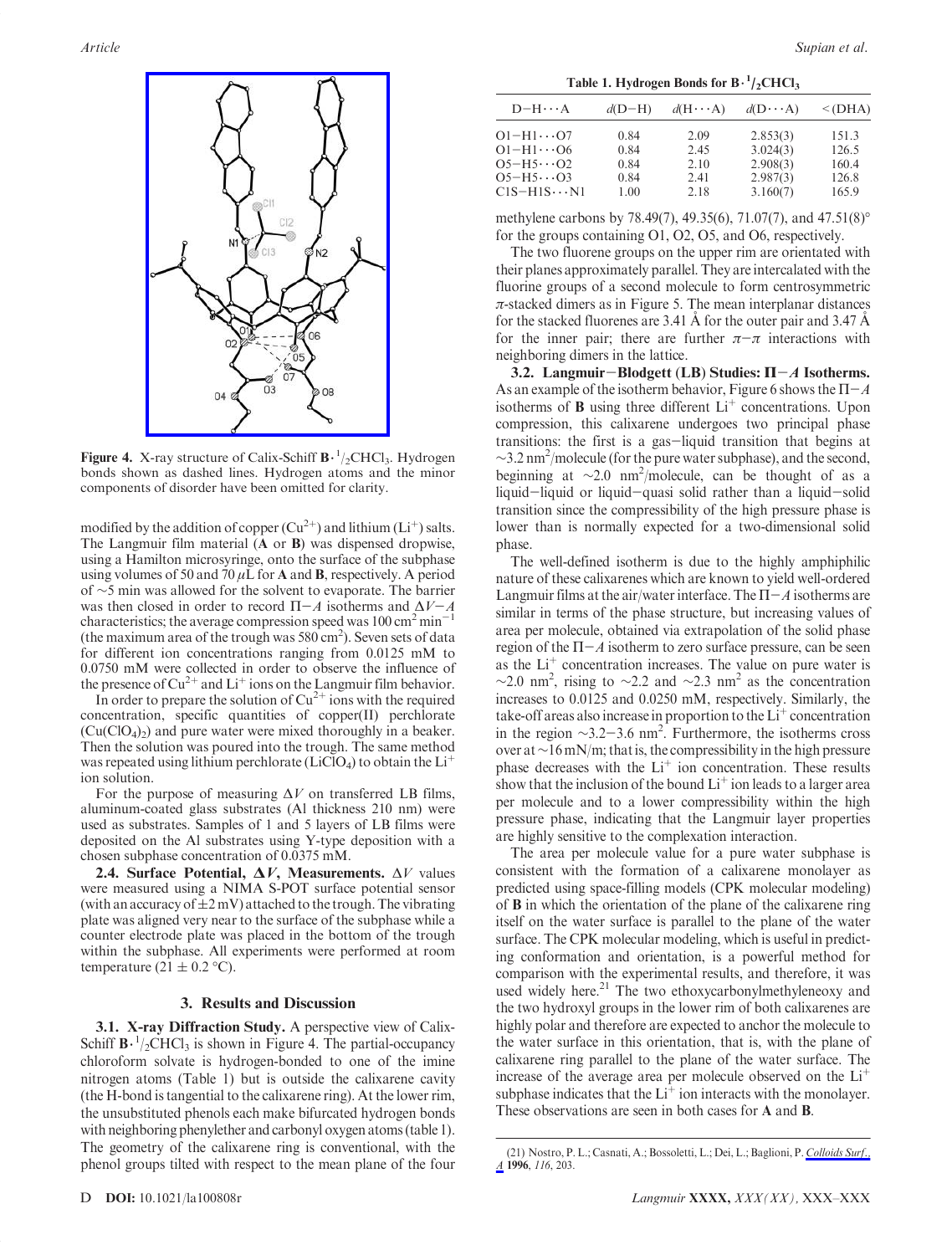Figure 4. X-ray structure of Calix-Schiff $\mathbf{B}\cdot{}^{1}/_{2}CHCl_3$. Hydrogen bonds shown as dashed lines. Hydrogen atoms and the minor components of disorder have been omitted for clarity.

modified by the addition of copper ($Cu^{2+}$) and lithium ($Li^{+}$) salts. The Langmuir film material (**A** or **B**) was dispensed dropwise, using a Hamilton microsyringe, onto the surface of the subphase using volumes of 50 and 70 $\mu$L for **A** and **B**, respectively. A period of ~5 min was allowed for the solvent to evaporate. The barrier was then closed in order to record $\Pi$−$A$ isotherms and $\Delta V$−$A$ characteristics; the average compression speed was 100 cm$^2$ min$^{-1}$ (the maximum area of the trough was 580 cm$^2$). Seven sets of data for different ion concentrations ranging from 0.0125 mM to 0.0750 mM were collected in order to observe the influence of the presence of $Cu^{2+}$ and $Li^{+}$ ions on the Langmuir film behavior.

In order to prepare the solution of $Cu^{2+}$ ions with the required concentration, specific quantities of copper(II) perchlorate ($Cu(ClO_4)_2$) and pure water were mixed thoroughly in a beaker. Then the solution was poured into the trough. The same method was repeated using lithium perchlorate ($LiClO_4$) to obtain the $Li^{+}$ ion solution.

For the purpose of measuring $\Delta V$ on transferred LB films, aluminum-coated glass substrates (Al thickness 210 nm) were used as substrates. Samples of 1 and 5 layers of LB films were deposited on the Al substrates using Y-type deposition with a chosen subphase concentration of 0.0375 mM.

**2.4. Surface Potential, $\Delta V$, Measurements.** $\Delta V$ values were measured using a NIMA S-POT surface potential sensor (with an accuracy of ±2 mV) attached to the trough. The vibrating plate was aligned very near to the surface of the subphase while a counter electrode plate was placed in the bottom of the trough within the subphase. All experiments were performed at room temperature (21 ± 0.2 °C).

## 3. Results and Discussion

**3.1. X-ray Diffraction Study.** A perspective view of Calix-Schiff $\mathbf{B}\cdot{}^{1}/_{2}CHCl_3$ is shown in Figure 4. The partial-occupancy chloroform solvate is hydrogen-bonded to one of the imine nitrogen atoms (Table 1) but is outside the calixarene cavity (the H-bond is tangential to the calixarene ring). At the lower rim, the unsubstituted phenols each make bifurcated hydrogen bonds with neighboring phenylether and carbonyl oxygen atoms (table 1). The geometry of the calixarene ring is conventional, with the phenol groups tilted with respect to the mean plane of the four methylene carbons by 78.49(7), 49.35(6), 71.07(7), and 47.51(8)° for the groups containing O1, O2, O5, and O6, respectively.

**Table 1. Hydrogen Bonds for $\mathbf{B}\cdot{}^{1}/_{2}CHCl_3$**

| D−H···A | $d$(D−H) | $d$(H···A) | $d$(D···A) | <(DHA) |
|---|---|---|---|---|
| O1−H1···O7 | 0.84 | 2.09 | 2.853(3) | 151.3 |
| O1−H1···O6 | 0.84 | 2.45 | 3.024(3) | 126.5 |
| O5−H5···O2 | 0.84 | 2.10 | 2.908(3) | 160.4 |
| O5−H5···O3 | 0.84 | 2.41 | 2.987(3) | 126.8 |
| C1S−H1S···N1 | 1.00 | 2.18 | 3.160(7) | 165.9 |

The two fluorene groups on the upper rim are orientated with their planes approximately parallel. They are intercalated with the fluorine groups of a second molecule to form centrosymmetric $\pi$-stacked dimers as in Figure 5. The mean interplanar distances for the stacked fluorenes are 3.41 Å for the outer pair and 3.47 Å for the inner pair; there are further $\pi$−$\pi$ interactions with neighboring dimers in the lattice.

**3.2. Langmuir−Blodgett (LB) Studies: $\Pi$−$A$ Isotherms.** As an example of the isotherm behavior, Figure 6 shows the $\Pi$−$A$ isotherms of **B** using three different $Li^{+}$ concentrations. Upon compression, this calixarene undergoes two principal phase transitions: the first is a gas−liquid transition that begins at ~3.2 nm$^2$/molecule (for the pure water subphase), and the second, beginning at ~2.0 nm$^2$/molecule, can be thought of as a liquid−liquid or liquid−quasi solid rather than a liquid−solid transition since the compressibility of the high pressure phase is lower than is normally expected for a two-dimensional solid phase.

The well-defined isotherm is due to the highly amphiphilic nature of these calixarenes which are known to yield well-ordered Langmuir films at the air/water interface. The $\Pi$−$A$ isotherms are similar in terms of the phase structure, but increasing values of area per molecule, obtained via extrapolation of the solid phase region of the $\Pi$−$A$ isotherm to zero surface pressure, can be seen as the $Li^{+}$ concentration increases. The value on pure water is ~2.0 nm$^2$, rising to ~2.2 and ~2.3 nm$^2$ as the concentration increases to 0.0125 and 0.0250 mM, respectively. Similarly, the take-off areas also increase in proportion to the $Li^{+}$ concentration in the region ~3.2−3.6 nm$^2$. Furthermore, the isotherms cross over at ~16 mN/m; that is, the compressibility in the high pressure phase decreases with the $Li^{+}$ ion concentration. These results show that the inclusion of the bound $Li^{+}$ ion leads to a larger area per molecule and to a lower compressibility within the high pressure phase, indicating that the Langmuir layer properties are highly sensitive to the complexation interaction.

The area per molecule value for a pure water subphase is consistent with the formation of a calixarene monolayer as predicted using space-filling models (CPK molecular modeling) of **B** in which the orientation of the plane of the calixarene ring itself on the water surface is parallel to the plane of the water surface. The CPK molecular modeling, which is useful in predicting conformation and orientation, is a powerful method for comparison with the experimental results, and therefore, it was used widely here.[21] The two ethoxycarbonylmethyleneoxy and the two hydroxyl groups in the lower rim of both calixarenes are highly polar and therefore are expected to anchor the molecule to the water surface in this orientation, that is, with the plane of calixarene ring parallel to the plane of the water surface. The increase of the average area per molecule observed on the $Li^{+}$ subphase indicates that the $Li^{+}$ ion interacts with the monolayer. These observations are seen in both cases for **A** and **B**.

(21) Nostro, P. L.; Casnati, A.; Bossoletti, L.; Dei, L.; Baglioni, P. *Colloids Surf., A* **1996**, *116*, 203.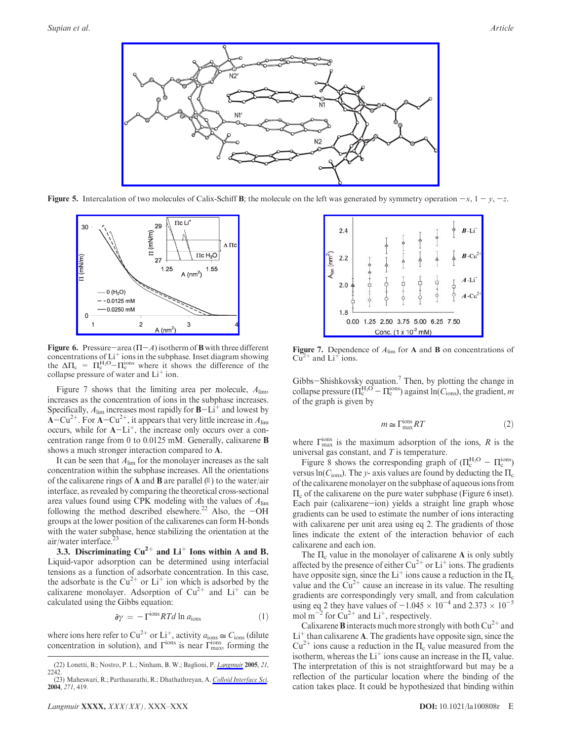**Figure 5.** Intercalation of two molecules of Calix-Schiff **B**; the molecule on the left was generated by symmetry operation $-x$, $1 - y$, $-z$.

**Figure 6.** Pressure−area ($\Pi$−$A$) isotherm of **B** with three different concentrations of $Li^+$ ions in the subphase. Inset diagram showing the $\Delta\Pi_c = \Pi_c^{H_2O} - \Pi_c^{ions}$ where it shows the difference of the collapse pressure of water and $Li^+$ ion.

**Figure 7.** Dependence of $A_{lim}$ for **A** and **B** on concentrations of $Cu^{2+}$ and $Li^+$ ions.

Figure 7 shows that the limiting area per molecule, $A_{lim}$, increases as the concentration of ions in the subphase increases. Specifically, $A_{lim}$ increases most rapidly for **B**−$Li^+$ and lowest by **A**−$Cu^{2+}$. For **A**−$Cu^{2+}$, it appears that very little increase in $A_{lim}$ occurs, while for **A**−$Li^+$, the increase only occurs over a concentration range from 0 to 0.0125 mM. Generally, calixarene **B** shows a much stronger interaction compared to **A**.

It can be seen that $A_{lim}$ for the monolayer increases as the salt concentration within the subphase increases. All the orientations of the calixarene rings of **A** and **B** are parallel (||) to the water/air interface, as revealed by comparing the theoretical cross-sectional area values found using CPK modeling with the values of $A_{lim}$ following the method described elsewhere.[22] Also, the −OH groups at the lower position of the calixarenes can form H-bonds with the water subphase, hence stabilizing the orientation at the air/water interface.[23]

**3.3. Discriminating $Cu^{2+}$ and $Li^+$ Ions within A and B.** Liquid-vapor adsorption can be determined using interfacial tensions as a function of adsorbate concentration. In this case, the adsorbate is the $Cu^{2+}$ or $Li^+$ ion which is adsorbed by the calixarene monolayer. Adsorption of $Cu^{2+}$ and $Li^+$ can be calculated using the Gibbs equation:

$$\partial\gamma = -\Gamma^{ions} RTd \ln a_{ions} \tag{1}$$

where ions here refer to $Cu^{2+}$ or $Li^+$, activity $a_{ions} \cong C_{ions}$ (dilute concentration in solution), and $\Gamma^{ions}$ is near $\Gamma_{max}^{ions}$, forming the Gibbs−Shishkovsky equation.[7] Then, by plotting the change in collapse pressure ($\Pi_c^{H_2O} - \Pi_c^{ions}$) against $\ln(C_{ions})$, the gradient, $m$ of the graph is given by

$$m \cong \Gamma_{max}^{ions} RT \tag{2}$$

where $\Gamma_{max}^{ions}$ is the maximum adsorption of the ions, $R$ is the universal gas constant, and $T$ is temperature.

Figure 8 shows the corresponding graph of ($\Pi_c^{H_2O} - \Pi_c^{ions}$) versus $\ln(C_{ions})$. The $y$- axis values are found by deducting the $\Pi_c$ of the calixarene monolayer on the subphase of aqueous ions from $\Pi_c$ of the calixarene on the pure water subphase (Figure 6 inset). Each pair (calixarene−ion) yields a straight line graph whose gradients can be used to estimate the number of ions interacting with calixarene per unit area using eq 2. The gradients of those lines indicate the extent of the interaction behavior of each calixarene and each ion.

The $\Pi_c$ value in the monolayer of calixarene **A** is only subtly affected by the presence of either $Cu^{2+}$ or $Li^+$ ions. The gradients have opposite sign, since the $Li^+$ ions cause a reduction in the $\Pi_c$ value and the $Cu^{2+}$ cause an increase in its value. The resulting gradients are correspondingly very small, and from calculation using eq 2 they have values of $-1.045 \times 10^{-4}$ and $2.373 \times 10^{-5}$ mol m$^{-2}$ for $Cu^{2+}$ and $Li^+$, respectively.

Calixarene **B** interacts much more strongly with both $Cu^{2+}$ and $Li^+$ than calixarene **A**. The gradients have opposite sign, since the $Cu^{2+}$ ions cause a reduction in the $\Pi_c$ value measured from the isotherm, whereas the $Li^+$ ions cause an increase in the $\Pi_c$ value. The interpretation of this is not straightforward but may be a reflection of the particular location where the binding of the cation takes place. It could be hypothesized that binding within

(22) Lonetti, B.; Nostro, P. L.; Ninham, B. W.; Baglioni, P. *Langmuir* **2005**, *21*, 2242.

(23) Maheswari, R.; Parthasarathi, R.; Dhathathreyan, A. *Colloid Interface Sci.* **2004**, *271*, 419.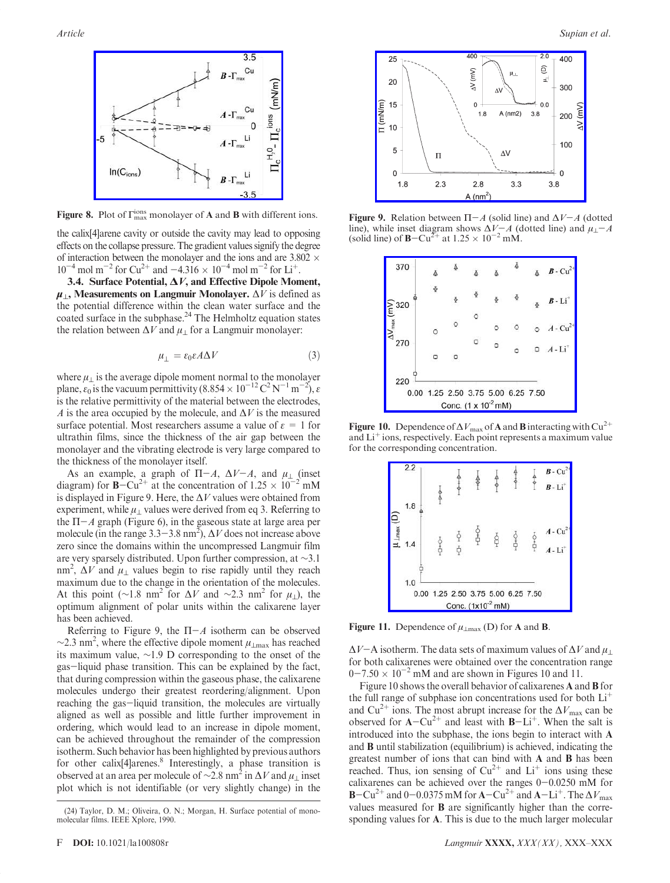Figure 8. Plot of $\Gamma_{max}^{ions}$ monolayer of **A** and **B** with different ions.

the calix[4]arene cavity or outside the cavity may lead to opposing effects on the collapse pressure. The gradient values signify the degree of interaction between the monolayer and the ions and are $3.802 \times 10^{-4}$ mol m$^{-2}$ for $Cu^{2+}$ and $-4.316 \times 10^{-4}$ mol m$^{-2}$ for $Li^{+}$.

**3.4. Surface Potential, $\Delta V$, and Effective Dipole Moment, $\mu_{\perp}$, Measurements on Langmuir Monolayer.** $\Delta V$ is defined as the potential difference within the clean water surface and the coated surface in the subphase.[24] The Helmholtz equation states the relation between $\Delta V$ and $\mu_{\perp}$ for a Langmuir monolayer:

$$\mu_{\perp} = \varepsilon_0 \varepsilon A \Delta V \tag{3}$$

where $\mu_{\perp}$ is the average dipole moment normal to the monolayer plane, $\varepsilon_0$ is the vacuum permittivity ($8.854 \times 10^{-12}$ C$^2$ N$^{-1}$ m$^{-2}$), $\varepsilon$ is the relative permittivity of the material between the electrodes, $A$ is the area occupied by the molecule, and $\Delta V$ is the measured surface potential. Most researchers assume a value of $\varepsilon = 1$ for ultrathin films, since the thickness of the air gap between the monolayer and the vibrating electrode is very large compared to the thickness of the monolayer itself.

As an example, a graph of $\Pi-A$, $\Delta V-A$, and $\mu_{\perp}$ (inset diagram) for $\mathbf{B}-Cu^{2+}$ at the concentration of $1.25 \times 10^{-2}$ mM is displayed in Figure 9. Here, the $\Delta V$ values were obtained from experiment, while $\mu_{\perp}$ values were derived from eq 3. Referring to the $\Pi-A$ graph (Figure 6), in the gaseous state at large area per molecule (in the range 3.3–3.8 nm$^2$), $\Delta V$ does not increase above zero since the domains within the uncompressed Langmuir film are very sparsely distributed. Upon further compression, at ~3.1 nm$^2$, $\Delta V$ and $\mu_{\perp}$ values begin to rise rapidly until they reach maximum due to the change in the orientation of the molecules. At this point (~1.8 nm$^2$ for $\Delta V$ and ~2.3 nm$^2$ for $\mu_{\perp}$), the optimum alignment of polar units within the calixarene layer has been achieved.

Referring to Figure 9, the $\Pi-A$ isotherm can be observed ~2.3 nm$^2$, where the effective dipole moment $\mu_{\perp max}$ has reached its maximum value, ~1.9 D corresponding to the onset of the gas–liquid phase transition. This can be explained by the fact, that during compression within the gaseous phase, the calixarene molecules undergo their greatest reordering/alignment. Upon reaching the gas–liquid transition, the molecules are virtually aligned as well as possible and little further improvement in ordering, which would lead to an increase in dipole moment, can be achieved throughout the remainder of the compression isotherm. Such behavior has been highlighted by previous authors for other calix[4]arenes.[8] Interestingly, a phase transition is observed at an area per molecule of ~2.8 nm$^2$ in $\Delta V$ and $\mu_{\perp}$ inset plot which is not identifiable (or very slightly change) in the

(24) Taylor, D. M.; Oliveira, O. N.; Morgan, H. Surface potential of monomolecular films. IEEE Xplore, 1990.

Figure 9. Relation between $\Pi-A$ (solid line) and $\Delta V-A$ (dotted line), while inset diagram shows $\Delta V-A$ (dotted line) and $\mu_{\perp}-A$ (solid line) of $\mathbf{B}-Cu^{2+}$ at $1.25 \times 10^{-2}$ mM.

Figure 10. Dependence of $\Delta V_{max}$ of **A** and **B** interacting with $Cu^{2+}$ and $Li^{+}$ ions, respectively. Each point represents a maximum value for the corresponding concentration.

Figure 11. Dependence of $\mu_{\perp max}$ (D) for **A** and **B**.

$\Delta V-A$ isotherm. The data sets of maximum values of $\Delta V$ and $\mu_{\perp}$ for both calixarenes were obtained over the concentration range $0-7.50 \times 10^{-2}$ mM and are shown in Figures 10 and 11.

Figure 10 shows the overall behavior of calixarenes **A** and **B** for the full range of subphase ion concentrations used for both $Li^{+}$ and $Cu^{2+}$ ions. The most abrupt increase for the $\Delta V_{max}$ can be observed for $\mathbf{A}-Cu^{2+}$ and least with $\mathbf{B}-Li^{+}$. When the salt is introduced into the subphase, the ions begin to interact with **A** and **B** until stabilization (equilibrium) is achieved, indicating the greatest number of ions that can bind with **A** and **B** has been reached. Thus, ion sensing of $Cu^{2+}$ and $Li^{+}$ ions using these calixarenes can be achieved over the ranges 0–0.0250 mM for $\mathbf{B}-Cu^{2+}$ and 0–0.0375 mM for $\mathbf{A}-Cu^{2+}$ and $\mathbf{A}-Li^{+}$. The $\Delta V_{max}$ values measured for **B** are significantly higher than the corresponding values for **A**. This is due to the much larger molecular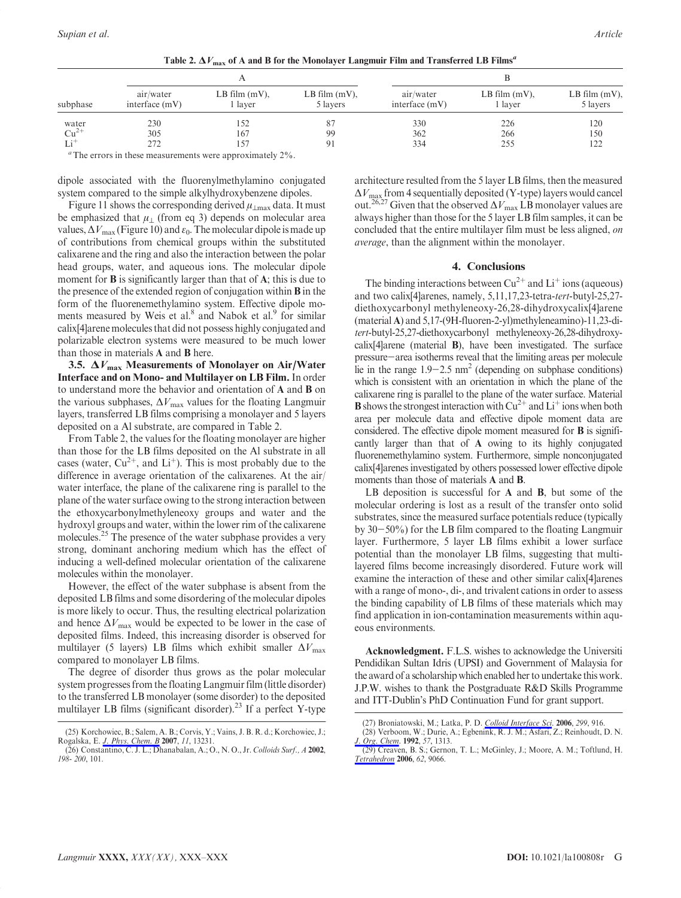Table 2. $\Delta V_{max}$ of A and B for the Monolayer Langmuir Film and Transferred LB Films[a]

| | A | | | B | | |
|---|---|---|---|---|---|---|
| subphase | air/water interface (mV) | LB film (mV), 1 layer | LB film (mV), 5 layers | air/water interface (mV) | LB film (mV), 1 layer | LB film (mV), 5 layers |
| water | 230 | 152 | 87 | 330 | 226 | 120 |
| $Cu^{2+}$ | 305 | 167 | 99 | 362 | 266 | 150 |
| $Li^{+}$ | 272 | 157 | 91 | 334 | 255 | 122 |

[a] The errors in these measurements were approximately 2%.

dipole associated with the fluorenylmethylamino conjugated system compared to the simple alkylhydroxybenzene dipoles.

Figure 11 shows the corresponding derived $\mu_{\perp max}$ data. It must be emphasized that $\mu_{\perp}$ (from eq 3) depends on molecular area values, $\Delta V_{max}$ (Figure 10) and $\varepsilon_0$. The molecular dipole is made up of contributions from chemical groups within the substituted calixarene and the ring and also the interaction between the polar head groups, water, and aqueous ions. The molecular dipole moment for **B** is significantly larger than that of **A**; this is due to the presence of the extended region of conjugation within **B** in the form of the fluorenemethylamino system. Effective dipole moments measured by Weis et al.[8] and Nabok et al.[9] for similar calix[4]arene molecules that did not possess highly conjugated and polarizable electron systems were measured to be much lower than those in materials **A** and **B** here.

**3.5. $\Delta V_{max}$ Measurements of Monolayer on Air/Water Interface and on Mono- and Multilayer on LB Film.** In order to understand more the behavior and orientation of **A** and **B** on the various subphases, $\Delta V_{max}$ values for the floating Langmuir layers, transferred LB films comprising a monolayer and 5 layers deposited on a Al substrate, are compared in Table 2.

From Table 2, the values for the floating monolayer are higher than those for the LB films deposited on the Al substrate in all cases (water, $Cu^{2+}$, and $Li^{+}$). This is most probably due to the difference in average orientation of the calixarenes. At the air/water interface, the plane of the calixarene ring is parallel to the plane of the water surface owing to the strong interaction between the ethoxycarbonylmethyleneoxy groups and water and the hydroxyl groups and water, within the lower rim of the calixarene molecules.[25] The presence of the water subphase provides a very strong, dominant anchoring medium which has the effect of inducing a well-defined molecular orientation of the calixarene molecules within the monolayer.

However, the effect of the water subphase is absent from the deposited LB films and some disordering of the molecular dipoles is more likely to occur. Thus, the resulting electrical polarization and hence $\Delta V_{max}$ would be expected to be lower in the case of deposited films. Indeed, this increasing disorder is observed for multilayer (5 layers) LB films which exhibit smaller $\Delta V_{max}$ compared to monolayer LB films.

The degree of disorder thus grows as the polar molecular system progresses from the floating Langmuir film (little disorder) to the transferred LB monolayer (some disorder) to the deposited multilayer LB films (significant disorder).[23] If a perfect Y-type architecture resulted from the 5 layer LB films, then the measured $\Delta V_{max}$ from 4 sequentially deposited (Y-type) layers would cancel out.[26,27] Given that the observed $\Delta V_{max}$ LB monolayer values are always higher than those for the 5 layer LB film samples, it can be concluded that the entire multilayer film must be less aligned, *on average*, than the alignment within the monolayer.

## 4. Conclusions

The binding interactions between $Cu^{2+}$ and $Li^{+}$ ions (aqueous) and two calix[4]arenes, namely, 5,11,17,23-tetra-*tert*-butyl-25,27-diethoxycarbonyl methyleneoxy-26,28-dihydroxycalix[4]arene (material **A**) and 5,17-(9H-fluoren-2-yl)methyleneamino)-11,23-di-*tert*-butyl-25,27-diethoxycarbonyl methyleneoxy-26,28-dihydroxycalix[4]arene (material **B**), have been investigated. The surface pressure−area isotherms reveal that the limiting areas per molecule lie in the range 1.9−2.5 nm$^2$ (depending on subphase conditions) which is consistent with an orientation in which the plane of the calixarene ring is parallel to the plane of the water surface. Material **B** shows the strongest interaction with $Cu^{2+}$ and $Li^{+}$ ions when both area per molecule data and effective dipole moment data are considered. The effective dipole moment measured for **B** is significantly larger than that of **A** owing to its highly conjugated fluorenemethylamino system. Furthermore, simple nonconjugated calix[4]arenes investigated by others possessed lower effective dipole moments than those of materials **A** and **B**.

LB deposition is successful for **A** and **B**, but some of the molecular ordering is lost as a result of the transfer onto solid substrates, since the measured surface potentials reduce (typically by 30−50%) for the LB film compared to the floating Langmuir layer. Furthermore, 5 layer LB films exhibit a lower surface potential than the monolayer LB films, suggesting that multilayered films become increasingly disordered. Future work will examine the interaction of these and other similar calix[4]arenes with a range of mono-, di-, and trivalent cations in order to assess the binding capability of LB films of these materials which may find application in ion-contamination measurements within aqueous environments.

**Acknowledgment.** F.L.S. wishes to acknowledge the Universiti Pendidikan Sultan Idris (UPSI) and Government of Malaysia for the award of a scholarship which enabled her to undertake this work. J.P.W. wishes to thank the Postgraduate R&D Skills Programme and ITT-Dublin's PhD Continuation Fund for grant support.

(25) Korchowiec, B.; Salem, A. B.; Corvis, Y.; Vains, J. B. R. d.; Korchowiec, J.; Rogalska, E. *J. Phys. Chem. B* **2007**, *11*, 13231.
(26) Constantino, C. J. L.; Dhanabalan, A.; O., N. O., Jr. *Colloids Surf., A* **2002**, *198- 200*, 101.
(27) Broniatowski, M.; Latka, P. D. *Colloid Interface Sci.* **2006**, *299*, 916.
(28) Verboom, W.; Durie, A.; Egbenink, R. J. M.; Asfari, Z.; Reinhoudt, D. N. *J. Org. Chem.* **1992**, *57*, 1313.
(29) Creaven, B. S.; Gernon, T. L.; McGinley, J.; Moore, A. M.; Toftlund, H. *Tetrahedron* **2006**, *62*, 9066.